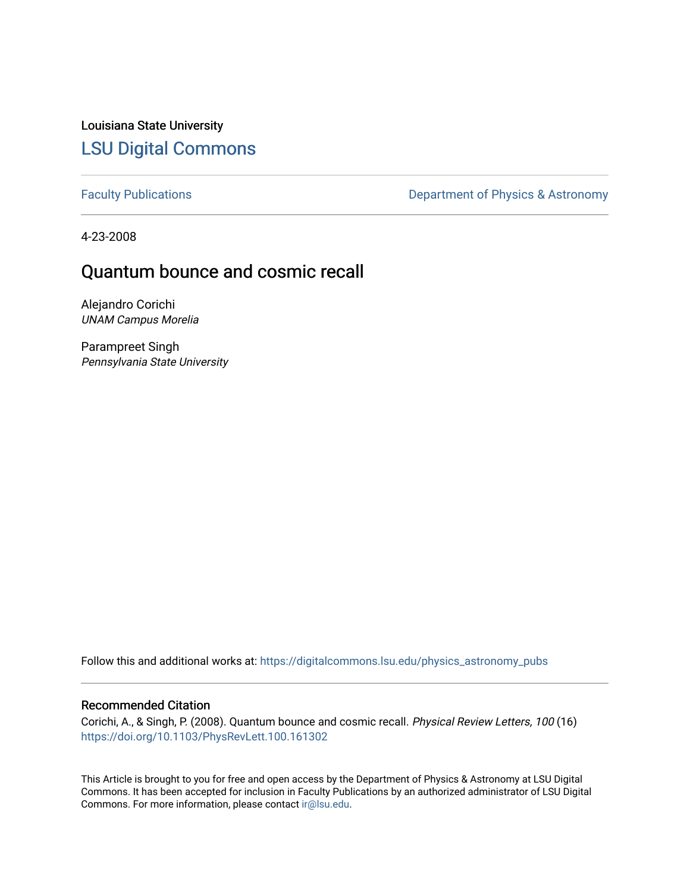Louisiana State University

# LSU Digital Commons

Faculty Publications

Department of Physics & Astronomy

4-23-2008

## Quantum bounce and cosmic recall

Alejandro Corichi
*UNAM Campus Morelia*

Parampreet Singh
*Pennsylvania State University*

Follow this and additional works at: https://digitalcommons.lsu.edu/physics_astronomy_pubs

### Recommended Citation

Corichi, A., & Singh, P. (2008). Quantum bounce and cosmic recall. *Physical Review Letters, 100* (16) https://doi.org/10.1103/PhysRevLett.100.161302

This Article is brought to you for free and open access by the Department of Physics & Astronomy at LSU Digital Commons. It has been accepted for inclusion in Faculty Publications by an authorized administrator of LSU Digital Commons. For more information, please contact ir@lsu.edu.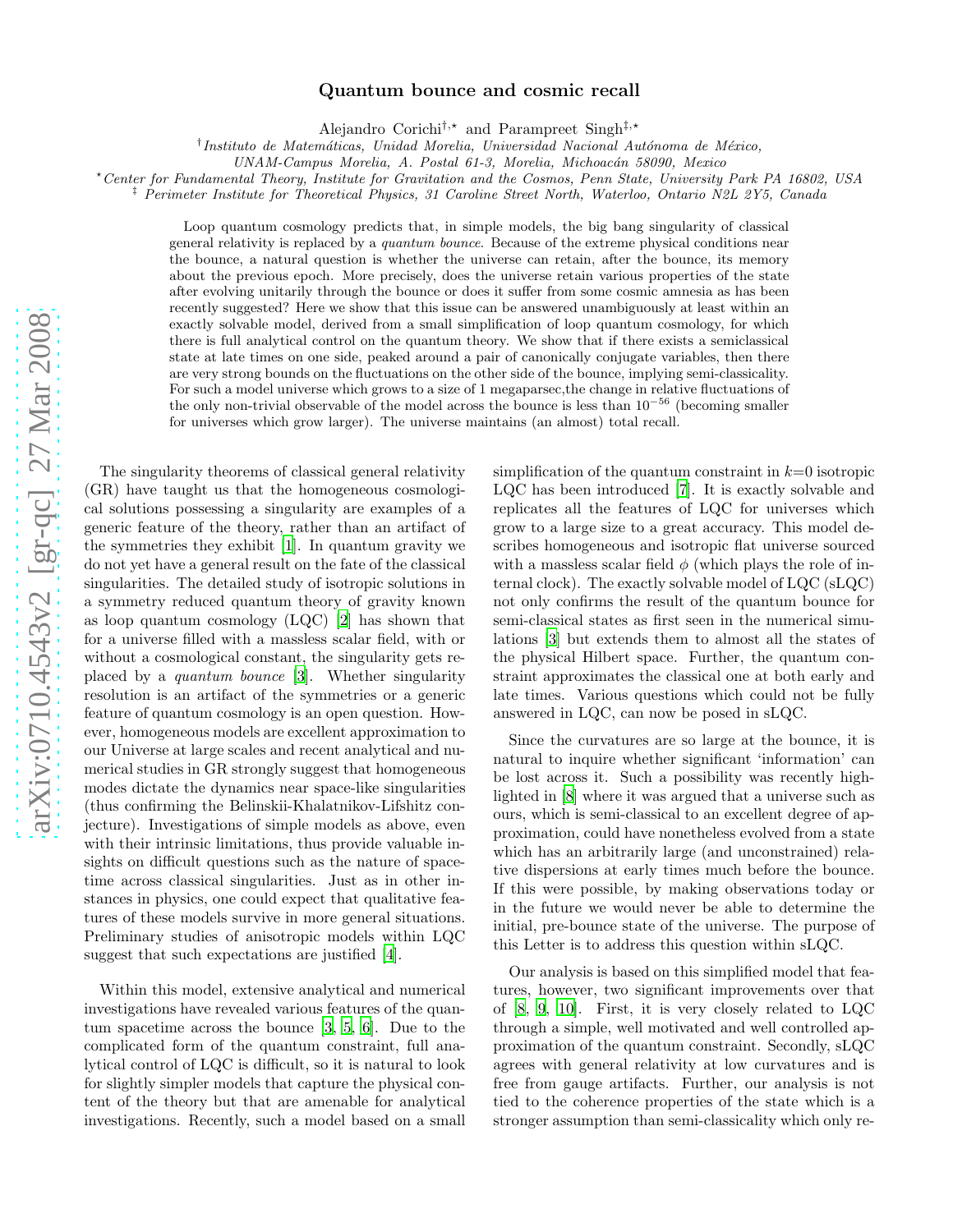# Quantum bounce and cosmic recall

Alejandro Corichi[†,⋆] and Parampreet Singh[‡,⋆]

[†] *Instituto de Matemáticas, Unidad Morelia, Universidad Nacional Autónoma de México, UNAM-Campus Morelia, A. Postal 61-3, Morelia, Michoacán 58090, Mexico*

[⋆] *Center for Fundamental Theory, Institute for Gravitation and the Cosmos, Penn State, University Park PA 16802, USA*

[‡] *Perimeter Institute for Theoretical Physics, 31 Caroline Street North, Waterloo, Ontario N2L 2Y5, Canada*

Loop quantum cosmology predicts that, in simple models, the big bang singularity of classical general relativity is replaced by a *quantum bounce*. Because of the extreme physical conditions near the bounce, a natural question is whether the universe can retain, after the bounce, its memory about the previous epoch. More precisely, does the universe retain various properties of the state after evolving unitarily through the bounce or does it suffer from some cosmic amnesia as has been recently suggested? Here we show that this issue can be answered unambiguously at least within an exactly solvable model, derived from a small simplification of loop quantum cosmology, for which there is full analytical control on the quantum theory. We show that if there exists a semiclassical state at late times on one side, peaked around a pair of canonically conjugate variables, then there are very strong bounds on the fluctuations on the other side of the bounce, implying semi-classicality. For such a model universe which grows to a size of 1 megaparsec,the change in relative fluctuations of the only non-trivial observable of the model across the bounce is less than $10^{-56}$ (becoming smaller for universes which grow larger). The universe maintains (an almost) total recall.

The singularity theorems of classical general relativity (GR) have taught us that the homogeneous cosmological solutions possessing a singularity are examples of a generic feature of the theory, rather than an artifact of the symmetries they exhibit [1]. In quantum gravity we do not yet have a general result on the fate of the classical singularities. The detailed study of isotropic solutions in a symmetry reduced quantum theory of gravity known as loop quantum cosmology (LQC) [2] has shown that for a universe filled with a massless scalar field, with or without a cosmological constant, the singularity gets replaced by a *quantum bounce* [3]. Whether singularity resolution is an artifact of the symmetries or a generic feature of quantum cosmology is an open question. However, homogeneous models are excellent approximation to our Universe at large scales and recent analytical and numerical studies in GR strongly suggest that homogeneous modes dictate the dynamics near space-like singularities (thus confirming the Belinskii-Khalatnikov-Lifshitz conjecture). Investigations of simple models as above, even with their intrinsic limitations, thus provide valuable insights on difficult questions such as the nature of spacetime across classical singularities. Just as in other instances in physics, one could expect that qualitative features of these models survive in more general situations. Preliminary studies of anisotropic models within LQC suggest that such expectations are justified [4].

Within this model, extensive analytical and numerical investigations have revealed various features of the quantum spacetime across the bounce [3, 5, 6]. Due to the complicated form of the quantum constraint, full analytical control of LQC is difficult, so it is natural to look for slightly simpler models that capture the physical content of the theory but that are amenable for analytical investigations. Recently, such a model based on a small simplification of the quantum constraint in $k$=0 isotropic LQC has been introduced [7]. It is exactly solvable and replicates all the features of LQC for universes which grow to a large size to a great accuracy. This model describes homogeneous and isotropic flat universe sourced with a massless scalar field $\phi$ (which plays the role of internal clock). The exactly solvable model of LQC (sLQC) not only confirms the result of the quantum bounce for semi-classical states as first seen in the numerical simulations [3] but extends them to almost all the states of the physical Hilbert space. Further, the quantum constraint approximates the classical one at both early and late times. Various questions which could not be fully answered in LQC, can now be posed in sLQC.

Since the curvatures are so large at the bounce, it is natural to inquire whether significant 'information' can be lost across it. Such a possibility was recently highlighted in [8] where it was argued that a universe such as ours, which is semi-classical to an excellent degree of approximation, could have nonetheless evolved from a state which has an arbitrarily large (and unconstrained) relative dispersions at early times much before the bounce. If this were possible, by making observations today or in the future we would never be able to determine the initial, pre-bounce state of the universe. The purpose of this Letter is to address this question within sLQC.

Our analysis is based on this simplified model that features, however, two significant improvements over that of [8, 9, 10]. First, it is very closely related to LQC through a simple, well motivated and well controlled approximation of the quantum constraint. Secondly, sLQC agrees with general relativity at low curvatures and is free from gauge artifacts. Further, our analysis is not tied to the coherence properties of the state which is a stronger assumption than semi-classicality which only re-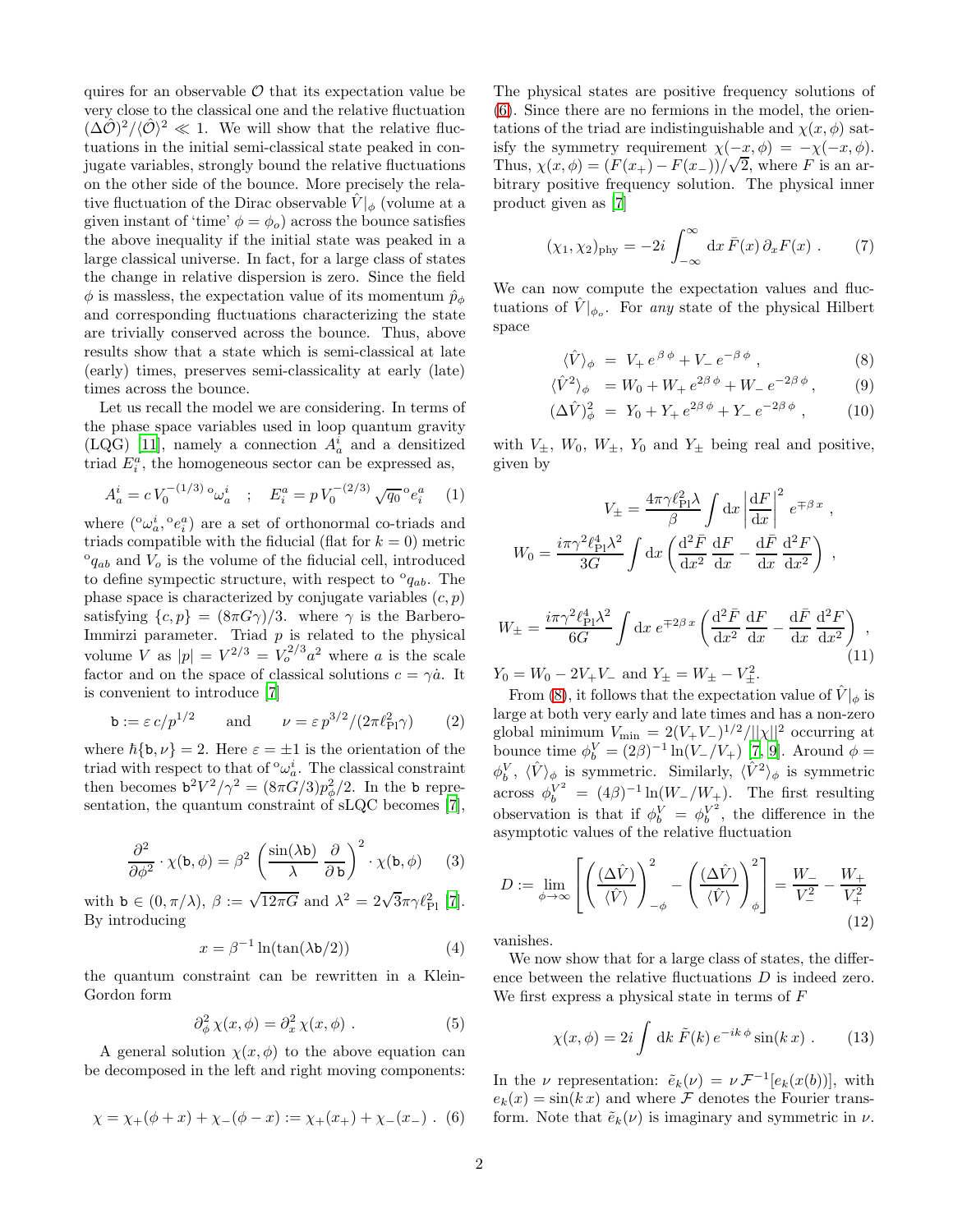quires for an observable $\mathcal{O}$ that its expectation value be very close to the classical one and the relative fluctuation $(\Delta\hat{\mathcal{O}})^2/\langle\hat{\mathcal{O}}\rangle^2 \ll 1$. We will show that the relative fluctuations in the initial semi-classical state peaked in conjugate variables, strongly bound the relative fluctuations on the other side of the bounce. More precisely the relative fluctuation of the Dirac observable $\hat{V}|_\phi$ (volume at a given instant of 'time' $\phi = \phi_o$) across the bounce satisfies the above inequality if the initial state was peaked in a large classical universe. In fact, for a large class of states the change in relative dispersion is zero. Since the field $\phi$ is massless, the expectation value of its momentum $\hat{p}_\phi$ and corresponding fluctuations characterizing the state are trivially conserved across the bounce. Thus, above results show that a state which is semi-classical at late (early) times, preserves semi-classicality at early (late) times across the bounce.

Let us recall the model we are considering. In terms of the phase space variables used in loop quantum gravity (LQG) [11], namely a connection $A_a^i$ and a densitized triad $E_i^a$, the homogeneous sector can be expressed as,

$$A_a^i = c\, V_0^{-(1/3)}\, {}^o\omega_a^i \quad ; \quad E_i^a = p\, V_0^{-(2/3)} \sqrt{q_0}\, {}^o e_i^a \tag{1}$$

where $({}^o\omega_a^i, {}^o e_i^a)$ are a set of orthonormal co-triads and triads compatible with the fiducial (flat for $k=0$) metric ${}^o q_{ab}$ and $V_o$ is the volume of the fiducial cell, introduced to define sympectic structure, with respect to ${}^o q_{ab}$. The phase space is characterized by conjugate variables $(c, p)$ satisfying $\{c, p\} = (8\pi G\gamma)/3$. where $\gamma$ is the Barbero-Immirzi parameter. Triad $p$ is related to the physical volume $V$ as $|p| = V^{2/3} = V_o^{2/3} a^2$ where $a$ is the scale factor and on the space of classical solutions $c = \gamma \dot{a}$. It is convenient to introduce [7]

$$\mathtt{b} := \varepsilon\, c/p^{1/2} \qquad \text{and} \qquad \nu = \varepsilon\, p^{3/2}/(2\pi \ell_{\rm Pl}^2 \gamma) \tag{2}$$

where $\hbar\{\mathtt{b}, \nu\} = 2$. Here $\varepsilon = \pm 1$ is the orientation of the triad with respect to that of ${}^o\omega_a^i$. The classical constraint then becomes $\mathtt{b}^2 V^2/\gamma^2 = (8\pi G/3) p_\phi^2/2$. In the $\mathtt{b}$ representation, the quantum constraint of sLQC becomes [7],

$$\frac{\partial^2}{\partial \phi^2} \cdot \chi(\mathtt{b}, \phi) = \beta^2 \left(\frac{\sin(\lambda \mathtt{b})}{\lambda} \frac{\partial}{\partial\, \mathtt{b}}\right)^2 \cdot \chi(\mathtt{b}, \phi) \tag{3}$$

with $\mathtt{b} \in (0, \pi/\lambda)$, $\beta := \sqrt{12\pi G}$ and $\lambda^2 = 2\sqrt{3}\pi\gamma\ell_{\rm Pl}^2$ [7]. By introducing

$$x = \beta^{-1} \ln(\tan(\lambda \mathtt{b}/2)) \tag{4}$$

the quantum constraint can be rewritten in a Klein-Gordon form

$$\partial_\phi^2\, \chi(x, \phi) = \partial_x^2\, \chi(x, \phi)\ . \tag{5}$$

A general solution $\chi(x, \phi)$ to the above equation can be decomposed in the left and right moving components:

$$\chi = \chi_+(\phi + x) + \chi_-(\phi - x) := \chi_+(x_+) + \chi_-(x_-)\ . \tag{6}$$

The physical states are positive frequency solutions of (6). Since there are no fermions in the model, the orientations of the triad are indistinguishable and $\chi(x, \phi)$ satisfy the symmetry requirement $\chi(-x, \phi) = -\chi(-x, \phi)$. Thus, $\chi(x, \phi) = (F(x_+) - F(x_-))/\sqrt{2}$, where $F$ is an arbitrary positive frequency solution. The physical inner product given as [7]

$$(\chi_1, \chi_2)_{\rm phy} = -2i \int_{-\infty}^{\infty} \mathrm{d}x\, \bar{F}(x)\, \partial_x F(x)\ . \tag{7}$$

We can now compute the expectation values and fluctuations of $\hat{V}|_{\phi_o}$. For *any* state of the physical Hilbert space

$$\langle \hat{V} \rangle_\phi \ = \ V_+\, e^{\beta\,\phi} + V_-\, e^{-\beta\,\phi}\ , \tag{8}$$

$$\langle \hat{V}^2 \rangle_\phi \ = W_0 + W_+\, e^{2\beta\,\phi} + W_-\, e^{-2\beta\,\phi}\ , \tag{9}$$

$$(\Delta \hat{V})_\phi^2 \ = \ Y_0 + Y_+\, e^{2\beta\,\phi} + Y_-\, e^{-2\beta\,\phi}\ , \tag{10}$$

with $V_\pm$, $W_0$, $W_\pm$, $Y_0$ and $Y_\pm$ being real and positive, given by

$$V_\pm = \frac{4\pi\gamma\ell_{\rm Pl}^2\lambda}{\beta} \int \mathrm{d}x \left|\frac{\mathrm{d}F}{\mathrm{d}x}\right|^2 e^{\mp\beta\, x}\ ,$$

$$W_0 = \frac{i\pi\gamma^2\ell_{\rm Pl}^4\lambda^2}{3G} \int \mathrm{d}x \left(\frac{\mathrm{d}^2\bar{F}}{\mathrm{d}x^2}\frac{\mathrm{d}F}{\mathrm{d}x} - \frac{\mathrm{d}\bar{F}}{\mathrm{d}x}\frac{\mathrm{d}^2 F}{\mathrm{d}x^2}\right)\ ,$$

$$W_\pm = \frac{i\pi\gamma^2\ell_{\rm Pl}^4\lambda^2}{6G} \int \mathrm{d}x\, e^{\mp 2\beta\, x} \left(\frac{\mathrm{d}^2\bar{F}}{\mathrm{d}x^2}\frac{\mathrm{d}F}{\mathrm{d}x} - \frac{\mathrm{d}\bar{F}}{\mathrm{d}x}\frac{\mathrm{d}^2 F}{\mathrm{d}x^2}\right)\ , \tag{11}$$

$Y_0 = W_0 - 2V_+V_-$ and $Y_\pm = W_\pm - V_\pm^2$.

From (8), it follows that the expectation value of $\hat{V}|_\phi$ is large at both very early and late times and has a non-zero global minimum $V_{\rm min} = 2(V_+V_-)^{1/2}/||\chi||^2$ occurring at bounce time $\phi_b^V = (2\beta)^{-1}\ln(V_-/V_+)$ [7, 9]. Around $\phi = \phi_b^V$, $\langle\hat{V}\rangle_\phi$ is symmetric. Similarly, $\langle\hat{V}^2\rangle_\phi$ is symmetric across $\phi_b^{V^2} = (4\beta)^{-1}\ln(W_-/W_+)$. The first resulting observation is that if $\phi_b^V = \phi_b^{V^2}$, the difference in the asymptotic values of the relative fluctuation

$$D := \lim_{\phi\to\infty}\left[\left(\frac{(\Delta\hat{V})}{\langle\hat{V}\rangle}\right)^2_{-\phi} - \left(\frac{(\Delta\hat{V})}{\langle\hat{V}\rangle}\right)^2_{\phi}\right] = \frac{W_-}{V_-^2} - \frac{W_+}{V_+^2} \tag{12}$$

vanishes.

We now show that for a large class of states, the difference between the relative fluctuations $D$ is indeed zero. We first express a physical state in terms of $F$

$$\chi(x, \phi) = 2i \int \mathrm{d}k\ \tilde{F}(k)\, e^{-ik\,\phi} \sin(k\,x)\ . \tag{13}$$

In the $\nu$ representation: $\tilde{e}_k(\nu) = \nu\, \mathcal{F}^{-1}[e_k(x(b))]$, with $e_k(x) = \sin(k\,x)$ and where $\mathcal{F}$ denotes the Fourier transform. Note that $\tilde{e}_k(\nu)$ is imaginary and symmetric in $\nu$.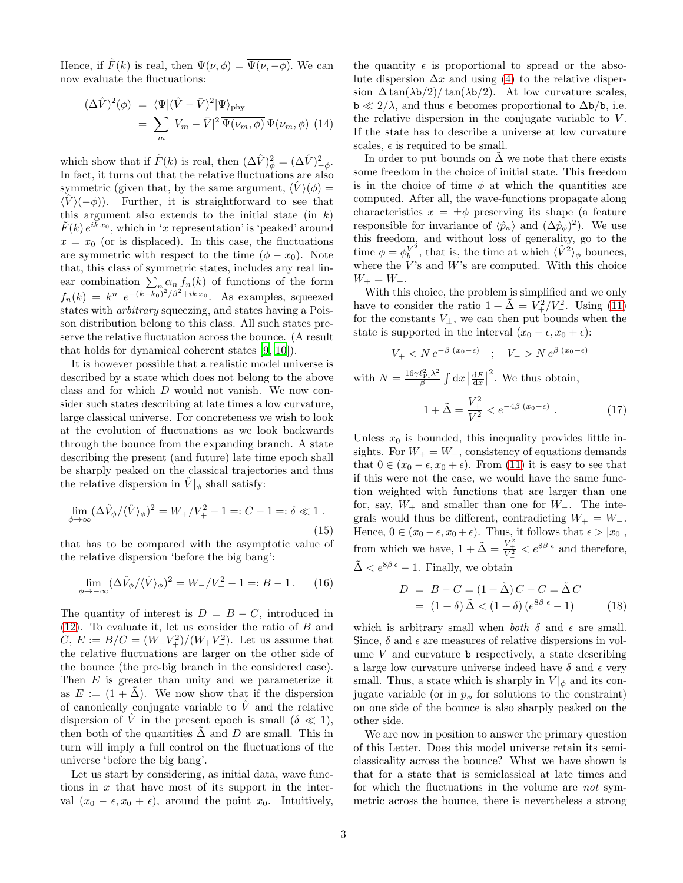Hence, if $\tilde{F}(k)$ is real, then $\Psi(\nu,\phi) = \overline{\Psi(\nu,-\phi)}$. We can now evaluate the fluctuations:

$$
\begin{aligned}
(\Delta\hat{V})^2(\phi) &= \langle\Psi|(\hat{V}-\bar{V})^2|\Psi\rangle_{\rm phy} \\
&= \sum_m |V_m - \bar{V}|^2\, \overline{\Psi(\nu_m,\phi)}\, \Psi(\nu_m,\phi) \quad (14)
\end{aligned}
$$

which show that if $\tilde{F}(k)$ is real, then $(\Delta\hat{V})^2_\phi = (\Delta\hat{V})^2_{-\phi}$. In fact, it turns out that the relative fluctuations are also symmetric (given that, by the same argument, $\langle\hat{V}\rangle(\phi) = \langle\hat{V}\rangle(-\phi)$). Further, it is straightforward to see that this argument also extends to the initial state (in $k$) $\tilde{F}(k)\, e^{ik\,x_0}$, which in '$x$ representation' is 'peaked' around $x = x_0$ (or is displaced). In this case, the fluctuations are symmetric with respect to the time $(\phi - x_0)$. Note that, this class of symmetric states, includes any real linear combination $\sum_n \alpha_n\, f_n(k)$ of functions of the form $f_n(k) = k^n\ e^{-(k-k_0)^2/\beta^2 + ik\,x_0}$. As examples, squeezed states with *arbitrary* squeezing, and states having a Poisson distribution belong to this class. All such states preserve the relative fluctuation across the bounce. (A result that holds for dynamical coherent states [9, 10]).

It is however possible that a realistic model universe is described by a state which does not belong to the above class and for which $D$ would not vanish. We now consider such states describing at late times a low curvature, large classical universe. For concreteness we wish to look at the evolution of fluctuations as we look backwards through the bounce from the expanding branch. A state describing the present (and future) late time epoch shall be sharply peaked on the classical trajectories and thus the relative dispersion in $\hat{V}|_\phi$ shall satisfy:

$$
\lim_{\phi\to\infty} (\Delta\hat{V}_\phi/\langle\hat{V}\rangle_\phi)^2 = W_+/V_+^2 - 1 =: C - 1 =: \delta \ll 1\ . \quad (15)
$$

that has to be compared with the asymptotic value of the relative dispersion 'before the big bang':

$$
\lim_{\phi\to-\infty} (\Delta\hat{V}_\phi/\langle\hat{V}\rangle_\phi)^2 = W_-/V_-^2 - 1 =: B - 1\ . \quad (16)
$$

The quantity of interest is $D = B - C$, introduced in (12). To evaluate it, let us consider the ratio of $B$ and $C$, $E := B/C = (W_- V_+^2)/(W_+ V_-^2)$. Let us assume that the relative fluctuations are larger on the other side of the bounce (the pre-big branch in the considered case). Then $E$ is greater than unity and we parameterize it as $E := (1 + \tilde{\Delta})$. We now show that if the dispersion of canonically conjugate variable to $\hat{V}$ and the relative dispersion of $\hat{V}$ in the present epoch is small ($\delta \ll 1$), then both of the quantities $\tilde{\Delta}$ and $D$ are small. This in turn will imply a full control on the fluctuations of the universe 'before the big bang'.

Let us start by considering, as initial data, wave functions in $x$ that have most of its support in the interval $(x_0 - \epsilon, x_0 + \epsilon)$, around the point $x_0$. Intuitively, the quantity $\epsilon$ is proportional to spread or the absolute dispersion $\Delta x$ and using (4) to the relative dispersion $\Delta \tan(\lambda \mathtt{b}/2)/\tan(\lambda \mathtt{b}/2)$. At low curvature scales, $\mathtt{b} \ll 2/\lambda$, and thus $\epsilon$ becomes proportional to $\Delta\mathtt{b}/\mathtt{b}$, i.e. the relative dispersion in the conjugate variable to $V$. If the state has to describe a universe at low curvature scales, $\epsilon$ is required to be small.

In order to put bounds on $\tilde{\Delta}$ we note that there exists some freedom in the choice of initial state. This freedom is in the choice of time $\phi$ at which the quantities are computed. After all, the wave-functions propagate along characteristics $x = \pm\phi$ preserving its shape (a feature responsible for invariance of $\langle\hat{p}_\phi\rangle$ and $(\Delta\hat{p}_\phi)^2$). We use this freedom, and without loss of generality, go to the time $\phi = \phi_b^{V^2}$, that is, the time at which $\langle\hat{V}^2\rangle_\phi$ bounces, where the $V$'s and $W$'s are computed. With this choice $W_+ = W_-$.

With this choice, the problem is simplified and we only have to consider the ratio $1 + \tilde{\Delta} = V_+^2/V_-^2$. Using (11) for the constants $V_\pm$, we can then put bounds when the state is supported in the interval $(x_0 - \epsilon, x_0 + \epsilon)$:

$$
V_+ < N\, e^{-\beta\,(x_0-\epsilon)} \quad ; \quad V_- > N\, e^{\beta\,(x_0-\epsilon)}
$$

with $N = \frac{16\gamma\ell_{\rm Pl}^2\lambda^2}{\beta}\int {\rm d}x \left|\frac{{\rm d}F}{{\rm d}x}\right|^2$. We thus obtain,

$$
1 + \tilde{\Delta} = \frac{V_+^2}{V_-^2} < e^{-4\beta\,(x_0-\epsilon)}\ . \quad (17)
$$

Unless $x_0$ is bounded, this inequality provides little insights. For $W_+ = W_-$, consistency of equations demands that $0 \in (x_0 - \epsilon, x_0 + \epsilon)$. From (11) it is easy to see that if this were not the case, we would have the same function weighted with functions that are larger than one for, say, $W_+$ and smaller than one for $W_-$. The integrals would thus be different, contradicting $W_+ = W_-$. Hence, $0 \in (x_0 - \epsilon, x_0 + \epsilon)$. Thus, it follows that $\epsilon > |x_0|$, from which we have, $1 + \tilde{\Delta} = \frac{V_+^2}{V_-^2} < e^{8\beta\,\epsilon}$ and therefore, $\tilde{\Delta} < e^{8\beta\,\epsilon} - 1$. Finally, we obtain

$$
\begin{aligned}
D &= B - C = (1 + \tilde{\Delta})\, C - C = \tilde{\Delta}\, C \\
&= (1 + \delta)\, \tilde{\Delta} < (1 + \delta)\, (e^{8\beta\,\epsilon} - 1) \quad (18)
\end{aligned}
$$

which is arbitrary small when *both* $\delta$ and $\epsilon$ are small. Since, $\delta$ and $\epsilon$ are measures of relative dispersions in volume $V$ and curvature $\mathtt{b}$ respectively, a state describing a large low curvature universe indeed have $\delta$ and $\epsilon$ very small. Thus, a state which is sharply in $V|_\phi$ and its conjugate variable (or in $p_\phi$ for solutions to the constraint) on one side of the bounce is also sharply peaked on the other side.

We are now in position to answer the primary question of this Letter. Does this model universe retain its semiclassicality across the bounce? What we have shown is that for a state that is semiclassical at late times and for which the fluctuations in the volume are *not* symmetric across the bounce, there is nevertheless a strong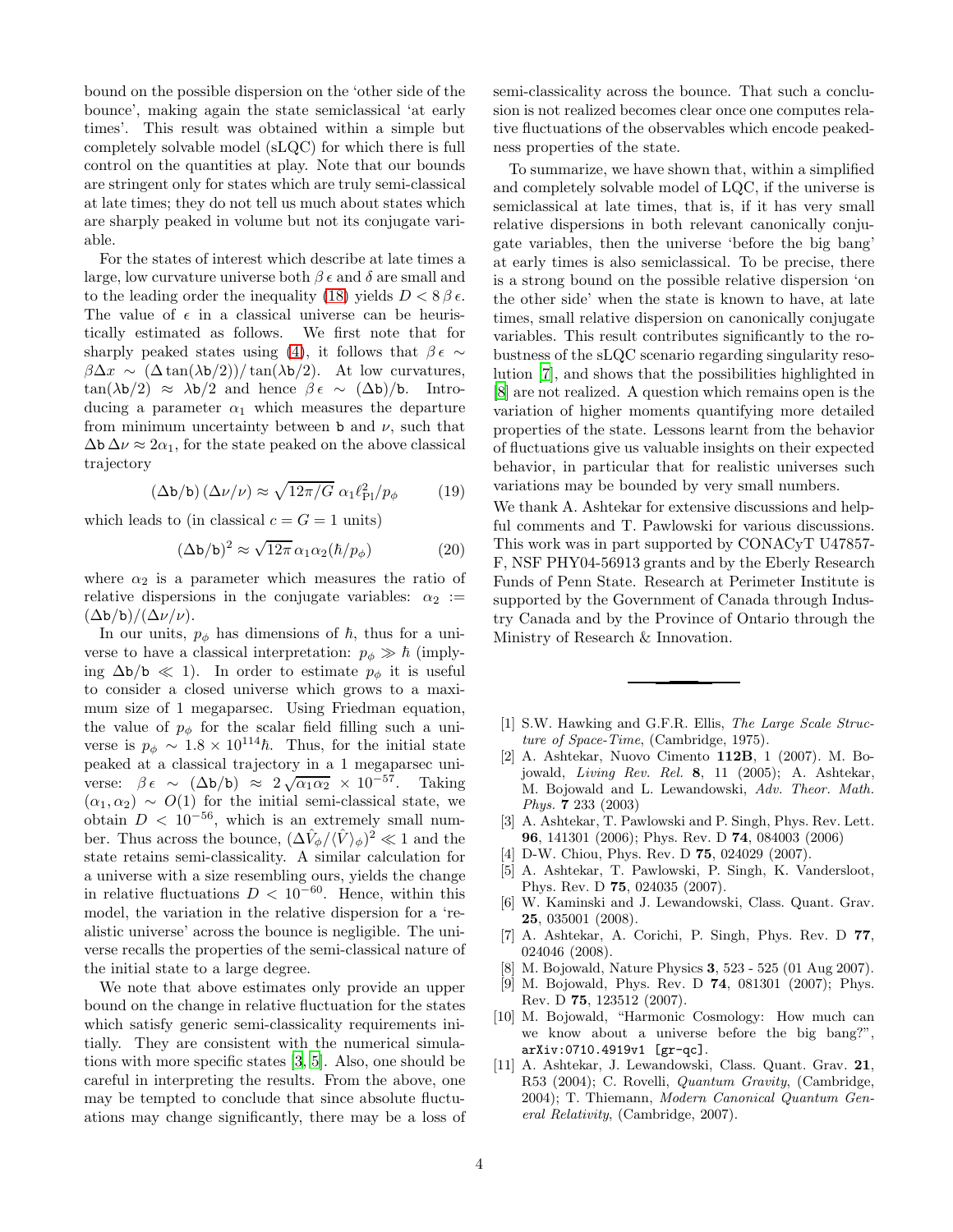bound on the possible dispersion on the 'other side of the bounce', making again the state semiclassical 'at early times'. This result was obtained within a simple but completely solvable model (sLQC) for which there is full control on the quantities at play. Note that our bounds are stringent only for states which are truly semi-classical at late times; they do not tell us much about states which are sharply peaked in volume but not its conjugate variable.

For the states of interest which describe at late times a large, low curvature universe both $\beta\,\epsilon$ and $\delta$ are small and to the leading order the inequality (18) yields $D < 8\,\beta\,\epsilon$. The value of $\epsilon$ in a classical universe can be heuristically estimated as follows. We first note that for sharply peaked states using (4), it follows that $\beta\,\epsilon \sim \beta\Delta x \sim (\Delta \tan(\lambda \mathtt{b}/2))/\tan(\lambda \mathtt{b}/2)$. At low curvatures, $\tan(\lambda \mathtt{b}/2) \approx \lambda \mathtt{b}/2$ and hence $\beta\,\epsilon \sim (\Delta \mathtt{b})/\mathtt{b}$. Introducing a parameter $\alpha_1$ which measures the departure from minimum uncertainty between $\mathtt{b}$ and $\nu$, such that $\Delta \mathtt{b}\, \Delta\nu \approx 2\alpha_1$, for the state peaked on the above classical trajectory

$$(\Delta \mathtt{b}/\mathtt{b})\,(\Delta\nu/\nu) \approx \sqrt{12\pi/G}\;\alpha_1 \ell_{\rm Pl}^2/p_\phi \qquad (19)$$

which leads to (in classical $c = G = 1$ units)

$$(\Delta \mathtt{b}/\mathtt{b})^2 \approx \sqrt{12\pi}\,\alpha_1\alpha_2(\hbar/p_\phi) \qquad (20)$$

where $\alpha_2$ is a parameter which measures the ratio of relative dispersions in the conjugate variables: $\alpha_2 := (\Delta \mathtt{b}/\mathtt{b})/(\Delta\nu/\nu)$.

In our units, $p_\phi$ has dimensions of $\hbar$, thus for a universe to have a classical interpretation: $p_\phi \gg \hbar$ (implying $\Delta \mathtt{b}/\mathtt{b} \ll 1$). In order to estimate $p_\phi$ it is useful to consider a closed universe which grows to a maximum size of 1 megaparsec. Using Friedman equation, the value of $p_\phi$ for the scalar field filling such a universe is $p_\phi \sim 1.8 \times 10^{114}\hbar$. Thus, for the initial state peaked at a classical trajectory in a 1 megaparsec universe: $\beta\,\epsilon \sim (\Delta \mathtt{b}/\mathtt{b}) \approx 2\sqrt{\alpha_1\alpha_2} \times 10^{-57}$. Taking $(\alpha_1, \alpha_2) \sim O(1)$ for the initial semi-classical state, we obtain $D < 10^{-56}$, which is an extremely small number. Thus across the bounce, $(\Delta\hat{V}_\phi/\langle\hat{V}\rangle_\phi)^2 \ll 1$ and the state retains semi-classicality. A similar calculation for a universe with a size resembling ours, yields the change in relative fluctuations $D < 10^{-60}$. Hence, within this model, the variation in the relative dispersion for a 'realistic universe' across the bounce is negligible. The universe recalls the properties of the semi-classical nature of the initial state to a large degree.

We note that above estimates only provide an upper bound on the change in relative fluctuation for the states which satisfy generic semi-classicality requirements initially. They are consistent with the numerical simulations with more specific states [3, 5]. Also, one should be careful in interpreting the results. From the above, one may be tempted to conclude that since absolute fluctuations may change significantly, there may be a loss of semi-classicality across the bounce. That such a conclusion is not realized becomes clear once one computes relative fluctuations of the observables which encode peakedness properties of the state.

To summarize, we have shown that, within a simplified and completely solvable model of LQC, if the universe is semiclassical at late times, that is, if it has very small relative dispersions in both relevant canonically conjugate variables, then the universe 'before the big bang' at early times is also semiclassical. To be precise, there is a strong bound on the possible relative dispersion 'on the other side' when the state is known to have, at late times, small relative dispersion on canonically conjugate variables. This result contributes significantly to the robustness of the sLQC scenario regarding singularity resolution [7], and shows that the possibilities highlighted in [8] are not realized. A question which remains open is the variation of higher moments quantifying more detailed properties of the state. Lessons learnt from the behavior of fluctuations give us valuable insights on their expected behavior, in particular that for realistic universes such variations may be bounded by very small numbers.

We thank A. Ashtekar for extensive discussions and helpful comments and T. Pawlowski for various discussions. This work was in part supported by CONACyT U47857-F, NSF PHY04-56913 grants and by the Eberly Research Funds of Penn State. Research at Perimeter Institute is supported by the Government of Canada through Industry Canada and by the Province of Ontario through the Ministry of Research & Innovation.

---

[1] S.W. Hawking and G.F.R. Ellis, *The Large Scale Structure of Space-Time*, (Cambridge, 1975).

[2] A. Ashtekar, Nuovo Cimento **112B**, 1 (2007). M. Bojowald, *Living Rev. Rel.* **8**, 11 (2005); A. Ashtekar, M. Bojowald and J. Lewandowski, *Adv. Theor. Math. Phys.* **7** 233 (2003)

[3] A. Ashtekar, T. Pawlowski and P. Singh, Phys. Rev. Lett. **96**, 141301 (2006); Phys. Rev. D **74**, 084003 (2006)

[4] D-W. Chiou, Phys. Rev. D **75**, 024029 (2007).

[5] A. Ashtekar, T. Pawlowski, P. Singh, K. Vandersloot, Phys. Rev. D **75**, 024035 (2007).

[6] W. Kaminski and J. Lewandowski, Class. Quant. Grav. **25**, 035001 (2008).

[7] A. Ashtekar, A. Corichi, P. Singh, Phys. Rev. D **77**, 024046 (2008).

[8] M. Bojowald, Nature Physics **3**, 523 - 525 (01 Aug 2007).

[9] M. Bojowald, Phys. Rev. D **74**, 081301 (2007); Phys. Rev. D **75**, 123512 (2007).

[10] M. Bojowald, "Harmonic Cosmology: How much can we know about a universe before the big bang?", `arXiv:0710.4919v1 [gr-qc]`.

[11] A. Ashtekar, J. Lewandowski, Class. Quant. Grav. **21**, R53 (2004); C. Rovelli, *Quantum Gravity*, (Cambridge, 2004); T. Thiemann, *Modern Canonical Quantum General Relativity*, (Cambridge, 2007).